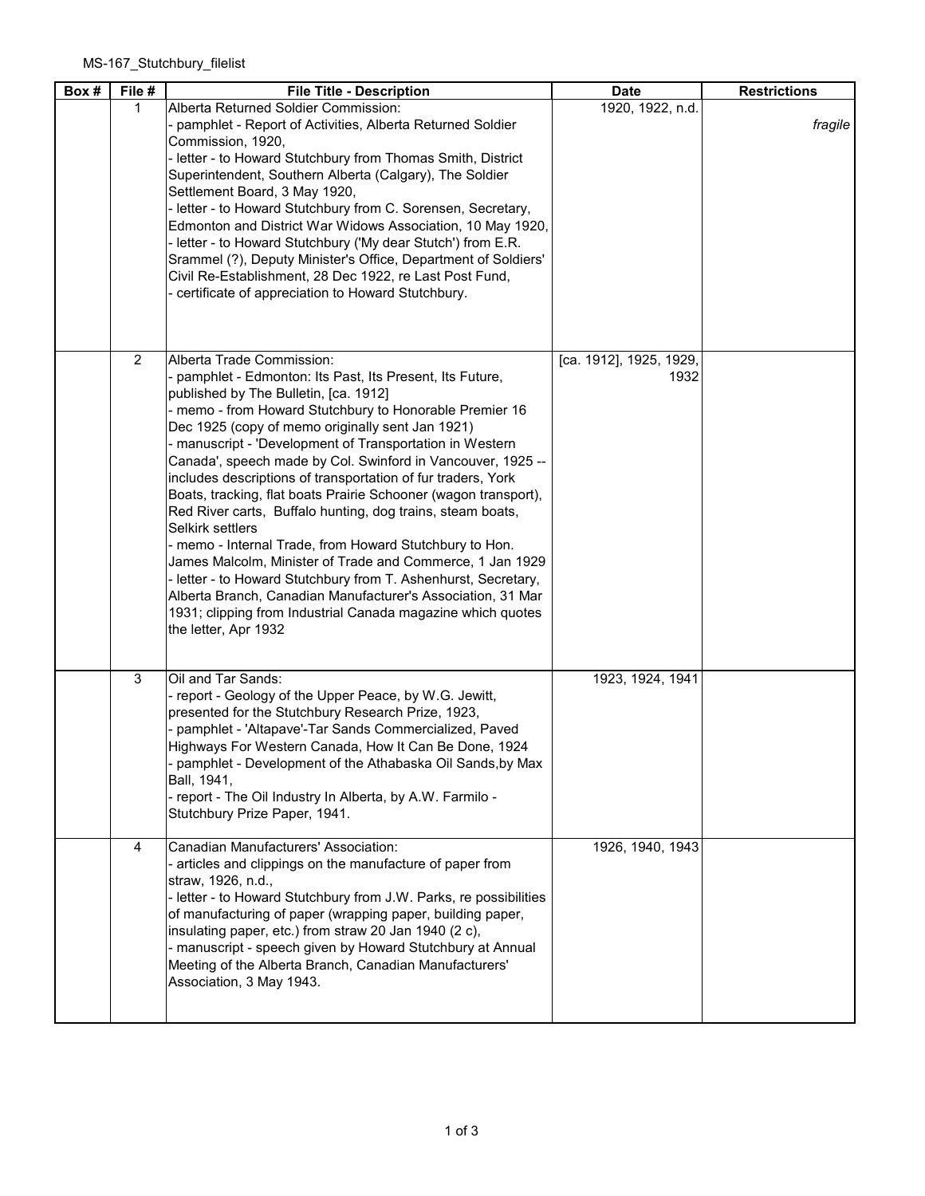MS-167_Stutchbury_filelist

| Box # | File # | File Title - Description | Date | Restrictions |
|---|---|---|---|---|
| | 1 | Alberta Returned Soldier Commission:<br>- pamphlet - Report of Activities, Alberta Returned Soldier Commission, 1920,<br>- letter - to Howard Stutchbury from Thomas Smith, District Superintendent, Southern Alberta (Calgary), The Soldier Settlement Board, 3 May 1920,<br>- letter - to Howard Stutchbury from C. Sorensen, Secretary, Edmonton and District War Widows Association, 10 May 1920,<br>- letter - to Howard Stutchbury ('My dear Stutch') from E.R. Srammel (?), Deputy Minister's Office, Department of Soldiers' Civil Re-Establishment, 28 Dec 1922, re Last Post Fund,<br>- certificate of appreciation to Howard Stutchbury. | 1920, 1922, n.d. | *fragile* |
| | 2 | Alberta Trade Commission:<br>- pamphlet - Edmonton: Its Past, Its Present, Its Future, published by The Bulletin, [ca. 1912]<br>- memo - from Howard Stutchbury to Honorable Premier 16 Dec 1925 (copy of memo originally sent Jan 1921)<br>- manuscript - 'Development of Transportation in Western Canada', speech made by Col. Swinford in Vancouver, 1925 -- includes descriptions of transportation of fur traders, York Boats, tracking, flat boats Prairie Schooner (wagon transport), Red River carts, Buffalo hunting, dog trains, steam boats, Selkirk settlers<br>- memo - Internal Trade, from Howard Stutchbury to Hon. James Malcolm, Minister of Trade and Commerce, 1 Jan 1929<br>- letter - to Howard Stutchbury from T. Ashenhurst, Secretary, Alberta Branch, Canadian Manufacturer's Association, 31 Mar 1931; clipping from Industrial Canada magazine which quotes the letter, Apr 1932 | [ca. 1912], 1925, 1929, 1932 | |
| | 3 | Oil and Tar Sands:<br>- report - Geology of the Upper Peace, by W.G. Jewitt, presented for the Stutchbury Research Prize, 1923,<br>- pamphlet - 'Altapave'-Tar Sands Commercialized, Paved Highways For Western Canada, How It Can Be Done, 1924<br>- pamphlet - Development of the Athabaska Oil Sands,by Max Ball, 1941,<br>- report - The Oil Industry In Alberta, by A.W. Farmilo - Stutchbury Prize Paper, 1941. | 1923, 1924, 1941 | |
| | 4 | Canadian Manufacturers' Association:<br>- articles and clippings on the manufacture of paper from straw, 1926, n.d.,<br>- letter - to Howard Stutchbury from J.W. Parks, re possibilities of manufacturing of paper (wrapping paper, building paper, insulating paper, etc.) from straw 20 Jan 1940 (2 c),<br>- manuscript - speech given by Howard Stutchbury at Annual Meeting of the Alberta Branch, Canadian Manufacturers' Association, 3 May 1943. | 1926, 1940, 1943 | |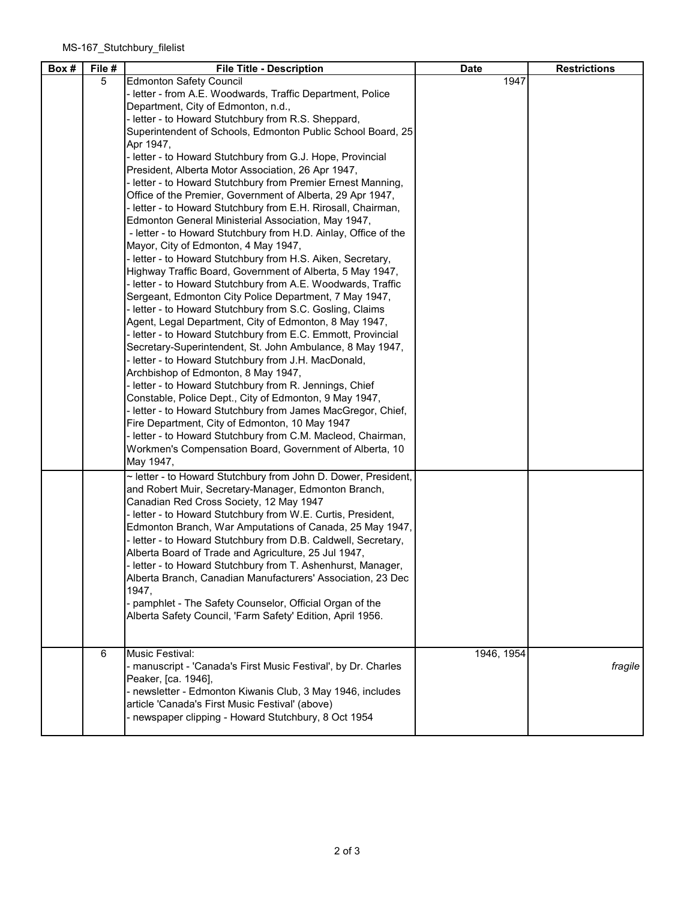MS-167_Stutchbury_filelist

| Box # | File # | File Title - Description | Date | Restrictions |
|---|---|---|---|---|
| | 5 | Edmonton Safety Council<br>- letter - from A.E. Woodwards, Traffic Department, Police Department, City of Edmonton, n.d.,<br>- letter - to Howard Stutchbury from R.S. Sheppard, Superintendent of Schools, Edmonton Public School Board, 25 Apr 1947,<br>- letter - to Howard Stutchbury from G.J. Hope, Provincial President, Alberta Motor Association, 26 Apr 1947,<br>- letter - to Howard Stutchbury from Premier Ernest Manning, Office of the Premier, Government of Alberta, 29 Apr 1947,<br>- letter - to Howard Stutchbury from E.H. Rirosall, Chairman, Edmonton General Ministerial Association, May 1947,<br>- letter - to Howard Stutchbury from H.D. Ainlay, Office of the Mayor, City of Edmonton, 4 May 1947,<br>- letter - to Howard Stutchbury from H.S. Aiken, Secretary, Highway Traffic Board, Government of Alberta, 5 May 1947,<br>- letter - to Howard Stutchbury from A.E. Woodwards, Traffic Sergeant, Edmonton City Police Department, 7 May 1947,<br>- letter - to Howard Stutchbury from S.C. Gosling, Claims Agent, Legal Department, City of Edmonton, 8 May 1947,<br>- letter - to Howard Stutchbury from E.C. Emmott, Provincial Secretary-Superintendent, St. John Ambulance, 8 May 1947,<br>- letter - to Howard Stutchbury from J.H. MacDonald, Archbishop of Edmonton, 8 May 1947,<br>- letter - to Howard Stutchbury from R. Jennings, Chief Constable, Police Dept., City of Edmonton, 9 May 1947,<br>- letter - to Howard Stutchbury from James MacGregor, Chief, Fire Department, City of Edmonton, 10 May 1947<br>- letter - to Howard Stutchbury from C.M. Macleod, Chairman, Workmen's Compensation Board, Government of Alberta, 10 May 1947, | 1947 | |
| | | ~ letter - to Howard Stutchbury from John D. Dower, President, and Robert Muir, Secretary-Manager, Edmonton Branch, Canadian Red Cross Society, 12 May 1947<br>- letter - to Howard Stutchbury from W.E. Curtis, President, Edmonton Branch, War Amputations of Canada, 25 May 1947,<br>- letter - to Howard Stutchbury from D.B. Caldwell, Secretary, Alberta Board of Trade and Agriculture, 25 Jul 1947,<br>- letter - to Howard Stutchbury from T. Ashenhurst, Manager, Alberta Branch, Canadian Manufacturers' Association, 23 Dec 1947,<br>- pamphlet - The Safety Counselor, Official Organ of the Alberta Safety Council, 'Farm Safety' Edition, April 1956. | | |
| | 6 | Music Festival:<br>- manuscript - 'Canada's First Music Festival', by Dr. Charles Peaker, [ca. 1946],<br>- newsletter - Edmonton Kiwanis Club, 3 May 1946, includes article 'Canada's First Music Festival' (above)<br>- newspaper clipping - Howard Stutchbury, 8 Oct 1954 | 1946, 1954 | *fragile* |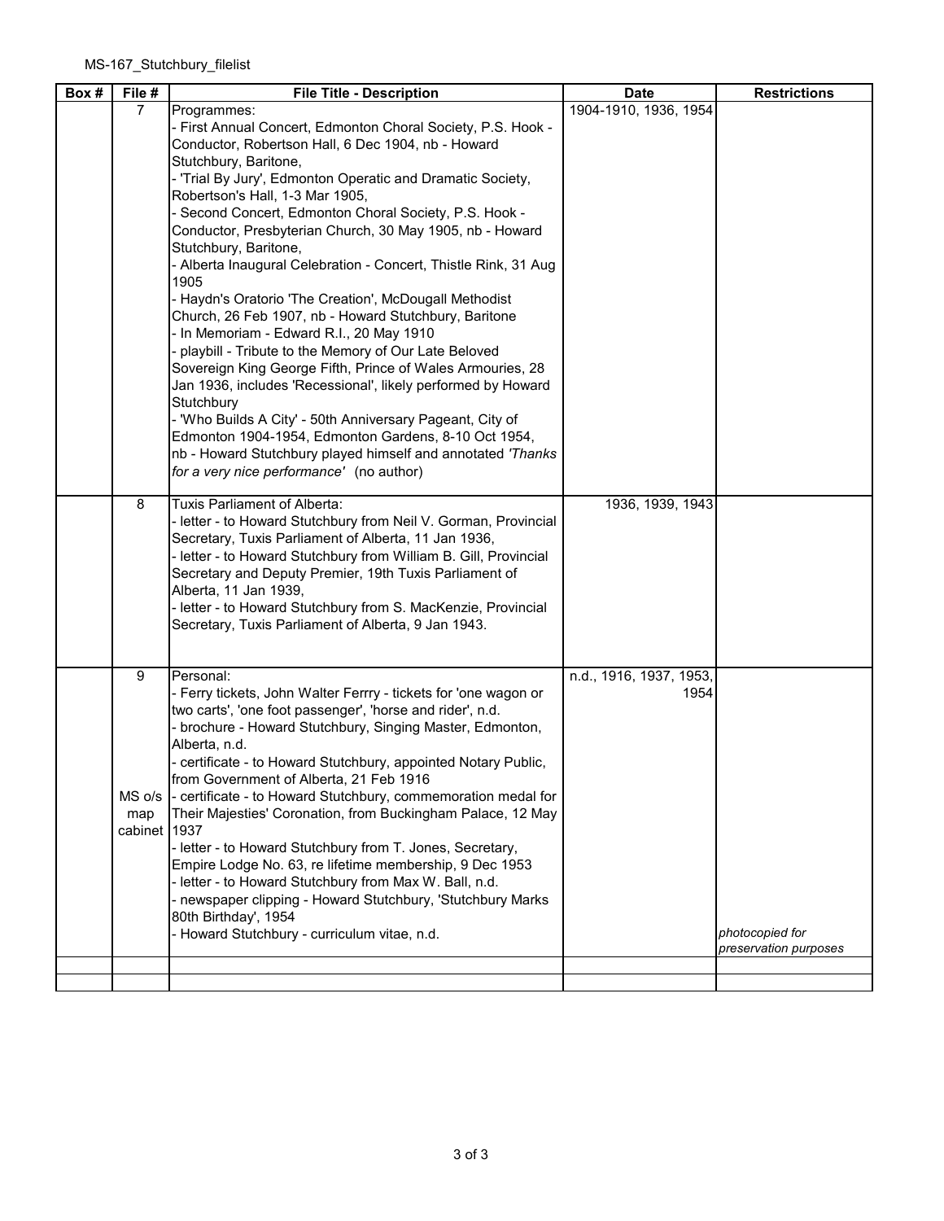MS-167_Stutchbury_filelist

| Box # | File # | File Title - Description | Date | Restrictions |
|---|---|---|---|---|
| | 7 | Programmes:<br>- First Annual Concert, Edmonton Choral Society, P.S. Hook - Conductor, Robertson Hall, 6 Dec 1904, nb - Howard Stutchbury, Baritone,<br>- 'Trial By Jury', Edmonton Operatic and Dramatic Society, Robertson's Hall, 1-3 Mar 1905,<br>- Second Concert, Edmonton Choral Society, P.S. Hook - Conductor, Presbyterian Church, 30 May 1905, nb - Howard Stutchbury, Baritone,<br>- Alberta Inaugural Celebration - Concert, Thistle Rink, 31 Aug 1905<br>- Haydn's Oratorio 'The Creation', McDougall Methodist Church, 26 Feb 1907, nb - Howard Stutchbury, Baritone<br>- In Memoriam - Edward R.I., 20 May 1910<br>- playbill - Tribute to the Memory of Our Late Beloved Sovereign King George Fifth, Prince of Wales Armouries, 28 Jan 1936, includes 'Recessional', likely performed by Howard Stutchbury<br>- 'Who Builds A City' - 50th Anniversary Pageant, City of Edmonton 1904-1954, Edmonton Gardens, 8-10 Oct 1954, nb - Howard Stutchbury played himself and annotated *'Thanks for a very nice performance'* (no author) | 1904-1910, 1936, 1954 | |
| | 8 | Tuxis Parliament of Alberta:<br>- letter - to Howard Stutchbury from Neil V. Gorman, Provincial Secretary, Tuxis Parliament of Alberta, 11 Jan 1936,<br>- letter - to Howard Stutchbury from William B. Gill, Provincial Secretary and Deputy Premier, 19th Tuxis Parliament of Alberta, 11 Jan 1939,<br>- letter - to Howard Stutchbury from S. MacKenzie, Provincial Secretary, Tuxis Parliament of Alberta, 9 Jan 1943. | 1936, 1939, 1943 | |
| | 9<br><br>MS o/s map cabinet | Personal:<br>- Ferry tickets, John Walter Ferrry - tickets for 'one wagon or two carts', 'one foot passenger', 'horse and rider', n.d.<br>- brochure - Howard Stutchbury, Singing Master, Edmonton, Alberta, n.d.<br>- certificate - to Howard Stutchbury, appointed Notary Public, from Government of Alberta, 21 Feb 1916<br>- certificate - to Howard Stutchbury, commemoration medal for Their Majesties' Coronation, from Buckingham Palace, 12 May 1937<br>- letter - to Howard Stutchbury from T. Jones, Secretary, Empire Lodge No. 63, re lifetime membership, 9 Dec 1953<br>- letter - to Howard Stutchbury from Max W. Ball, n.d.<br>- newspaper clipping - Howard Stutchbury, 'Stutchbury Marks 80th Birthday', 1954<br>- Howard Stutchbury - curriculum vitae, n.d. | n.d., 1916, 1937, 1953, 1954 | *photocopied for preservation purposes* |
| | | | | |
| | | | | |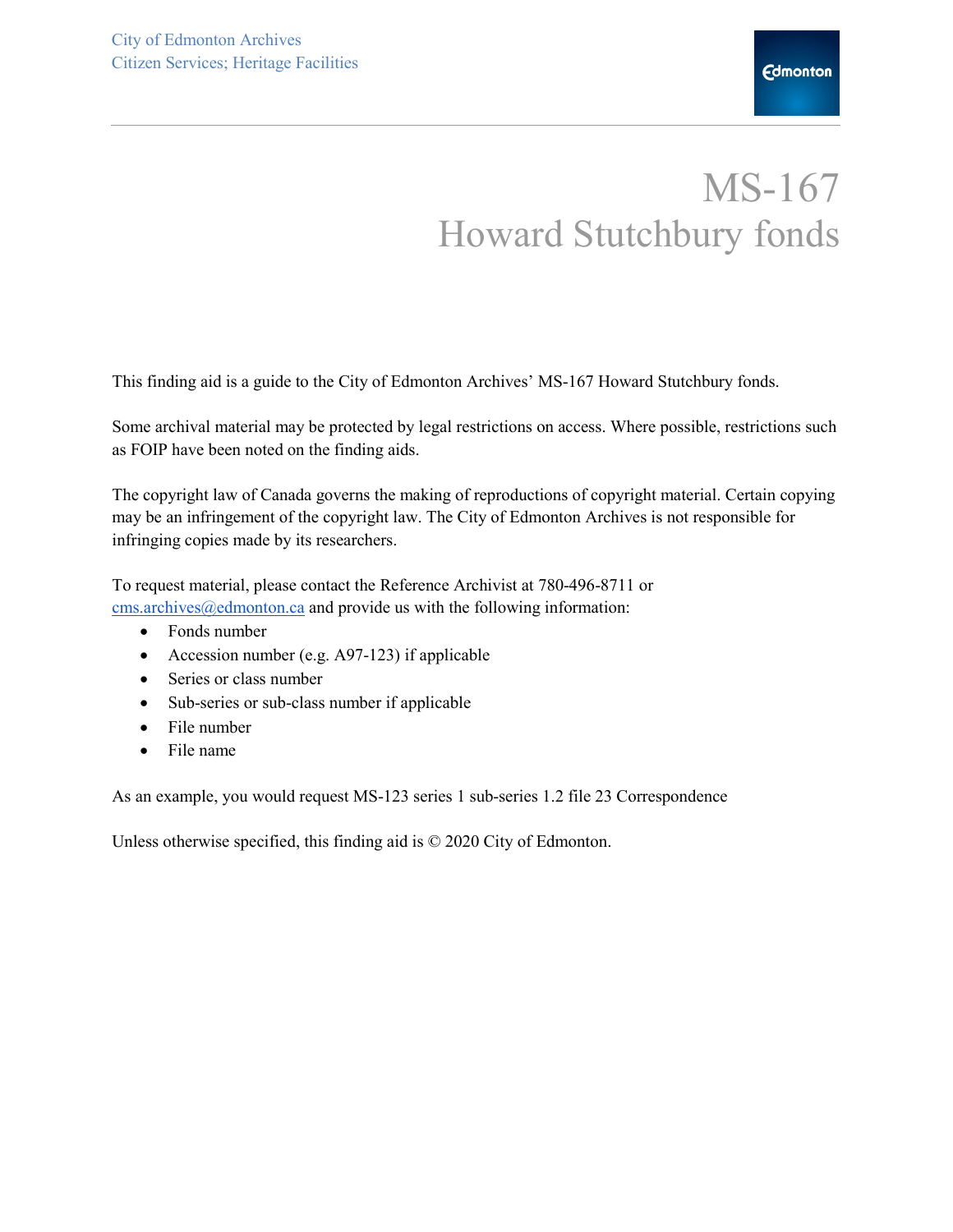City of Edmonton Archives
Citizen Services; Heritage Facilities

# MS-167
# Howard Stutchbury fonds

This finding aid is a guide to the City of Edmonton Archives' MS-167 Howard Stutchbury fonds.

Some archival material may be protected by legal restrictions on access. Where possible, restrictions such as FOIP have been noted on the finding aids.

The copyright law of Canada governs the making of reproductions of copyright material. Certain copying may be an infringement of the copyright law. The City of Edmonton Archives is not responsible for infringing copies made by its researchers.

To request material, please contact the Reference Archivist at 780-496-8711 or cms.archives@edmonton.ca and provide us with the following information:

- Fonds number
- Accession number (e.g. A97-123) if applicable
- Series or class number
- Sub-series or sub-class number if applicable
- File number
- File name

As an example, you would request MS-123 series 1 sub-series 1.2 file 23 Correspondence

Unless otherwise specified, this finding aid is © 2020 City of Edmonton.